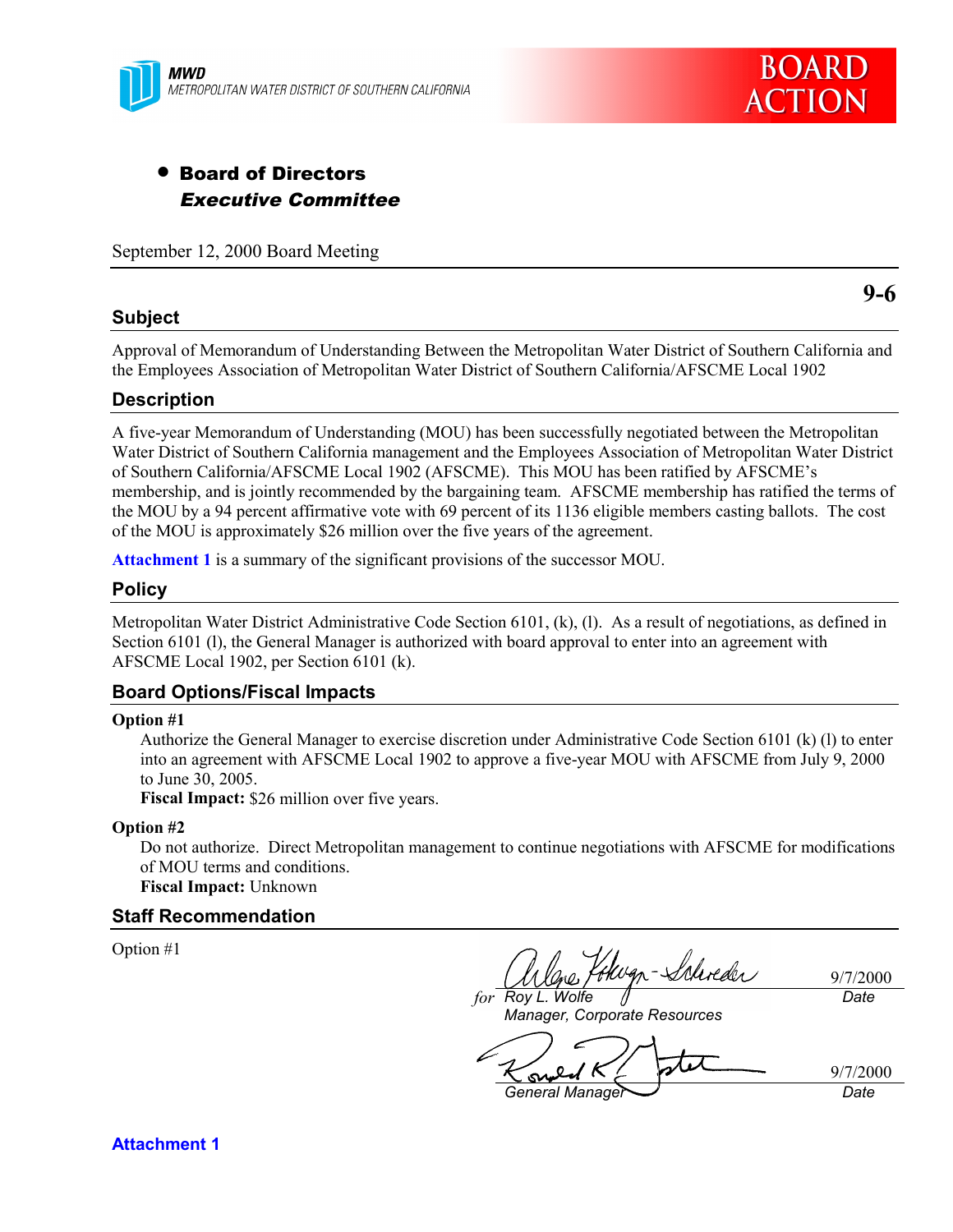MWD
METROPOLITAN WATER DISTRICT OF SOUTHERN CALIFORNIA

BOARD ACTION

- **Board of Directors**
  ***Executive Committee***

September 12, 2000 Board Meeting

**9-6**

## Subject

Approval of Memorandum of Understanding Between the Metropolitan Water District of Southern California and the Employees Association of Metropolitan Water District of Southern California/AFSCME Local 1902

## Description

A five-year Memorandum of Understanding (MOU) has been successfully negotiated between the Metropolitan Water District of Southern California management and the Employees Association of Metropolitan Water District of Southern California/AFSCME Local 1902 (AFSCME). This MOU has been ratified by AFSCME's membership, and is jointly recommended by the bargaining team. AFSCME membership has ratified the terms of the MOU by a 94 percent affirmative vote with 69 percent of its 1136 eligible members casting ballots. The cost of the MOU is approximately $26 million over the five years of the agreement.

**Attachment 1** is a summary of the significant provisions of the successor MOU.

## Policy

Metropolitan Water District Administrative Code Section 6101, (k), (l). As a result of negotiations, as defined in Section 6101 (l), the General Manager is authorized with board approval to enter into an agreement with AFSCME Local 1902, per Section 6101 (k).

## Board Options/Fiscal Impacts

**Option #1**

Authorize the General Manager to exercise discretion under Administrative Code Section 6101 (k) (l) to enter into an agreement with AFSCME Local 1902 to approve a five-year MOU with AFSCME from July 9, 2000 to June 30, 2005.

**Fiscal Impact:** $26 million over five years.

**Option #2**

Do not authorize. Direct Metropolitan management to continue negotiations with AFSCME for modifications of MOU terms and conditions.

**Fiscal Impact:** Unknown

## Staff Recommendation

Option #1

for *Roy L. Wolfe* — 9/7/2000
*Manager, Corporate Resources* — *Date*

*General Manager* — 9/7/2000
*Date*

**Attachment 1**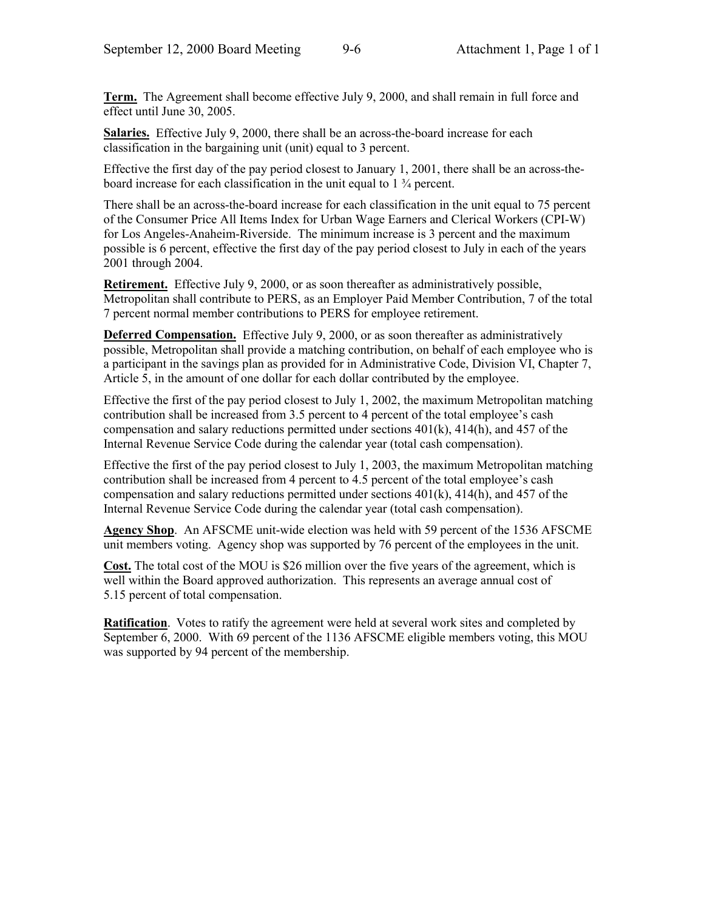**Term.** The Agreement shall become effective July 9, 2000, and shall remain in full force and effect until June 30, 2005.

**Salaries.** Effective July 9, 2000, there shall be an across-the-board increase for each classification in the bargaining unit (unit) equal to 3 percent.

Effective the first day of the pay period closest to January 1, 2001, there shall be an across-the-board increase for each classification in the unit equal to 1 ¾ percent.

There shall be an across-the-board increase for each classification in the unit equal to 75 percent of the Consumer Price All Items Index for Urban Wage Earners and Clerical Workers (CPI-W) for Los Angeles-Anaheim-Riverside. The minimum increase is 3 percent and the maximum possible is 6 percent, effective the first day of the pay period closest to July in each of the years 2001 through 2004.

**Retirement.** Effective July 9, 2000, or as soon thereafter as administratively possible, Metropolitan shall contribute to PERS, as an Employer Paid Member Contribution, 7 of the total 7 percent normal member contributions to PERS for employee retirement.

**Deferred Compensation.** Effective July 9, 2000, or as soon thereafter as administratively possible, Metropolitan shall provide a matching contribution, on behalf of each employee who is a participant in the savings plan as provided for in Administrative Code, Division VI, Chapter 7, Article 5, in the amount of one dollar for each dollar contributed by the employee.

Effective the first of the pay period closest to July 1, 2002, the maximum Metropolitan matching contribution shall be increased from 3.5 percent to 4 percent of the total employee's cash compensation and salary reductions permitted under sections 401(k), 414(h), and 457 of the Internal Revenue Service Code during the calendar year (total cash compensation).

Effective the first of the pay period closest to July 1, 2003, the maximum Metropolitan matching contribution shall be increased from 4 percent to 4.5 percent of the total employee's cash compensation and salary reductions permitted under sections 401(k), 414(h), and 457 of the Internal Revenue Service Code during the calendar year (total cash compensation).

**Agency Shop**. An AFSCME unit-wide election was held with 59 percent of the 1536 AFSCME unit members voting. Agency shop was supported by 76 percent of the employees in the unit.

**Cost.** The total cost of the MOU is $26 million over the five years of the agreement, which is well within the Board approved authorization. This represents an average annual cost of 5.15 percent of total compensation.

**Ratification**. Votes to ratify the agreement were held at several work sites and completed by September 6, 2000. With 69 percent of the 1136 AFSCME eligible members voting, this MOU was supported by 94 percent of the membership.